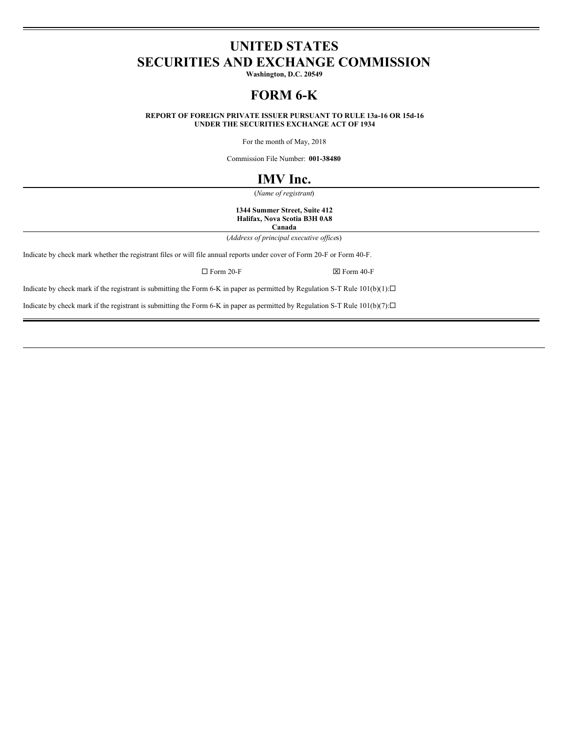# UNITED STATES
# SECURITIES AND EXCHANGE COMMISSION

**Washington, D.C. 20549**

# FORM 6-K

**REPORT OF FOREIGN PRIVATE ISSUER PURSUANT TO RULE 13a-16 OR 15d-16 UNDER THE SECURITIES EXCHANGE ACT OF 1934**

For the month of May, 2018

Commission File Number: **001-38480**

# IMV Inc.

(*Name of registrant*)

**1344 Summer Street, Suite 412**
**Halifax, Nova Scotia B3H 0A8**
**Canada**

(*Address of principal executive offices*)

Indicate by check mark whether the registrant files or will file annual reports under cover of Form 20-F or Form 40-F.

☐ Form 20-F ☒ Form 40-F

Indicate by check mark if the registrant is submitting the Form 6-K in paper as permitted by Regulation S-T Rule 101(b)(1):☐

Indicate by check mark if the registrant is submitting the Form 6-K in paper as permitted by Regulation S-T Rule 101(b)(7):☐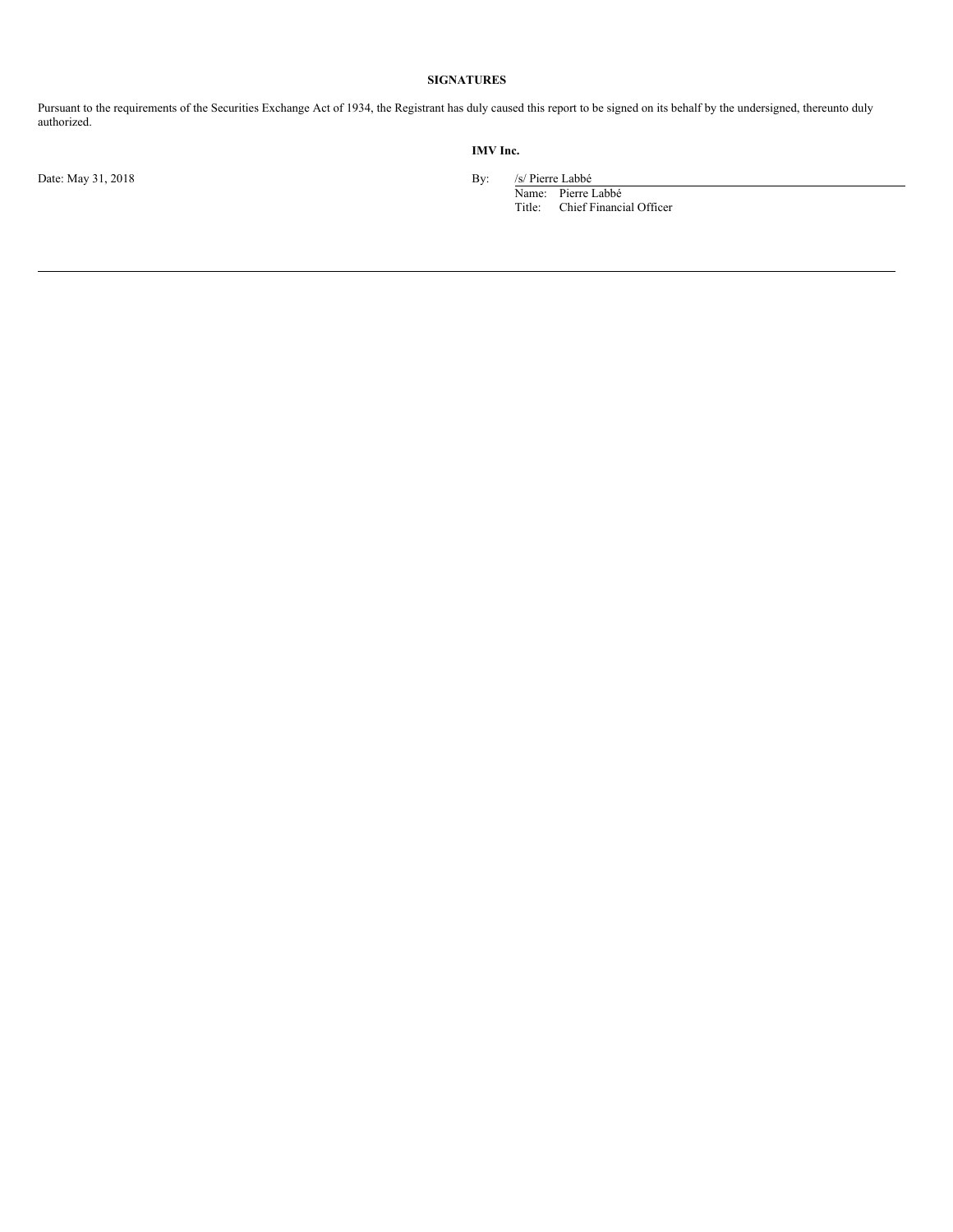## SIGNATURES

Pursuant to the requirements of the Securities Exchange Act of 1934, the Registrant has duly caused this report to be signed on its behalf by the undersigned, thereunto duly authorized.

**IMV Inc.**

Date: May 31, 2018

By: /s/ Pierre Labbé

Name: Pierre Labbé

Title: Chief Financial Officer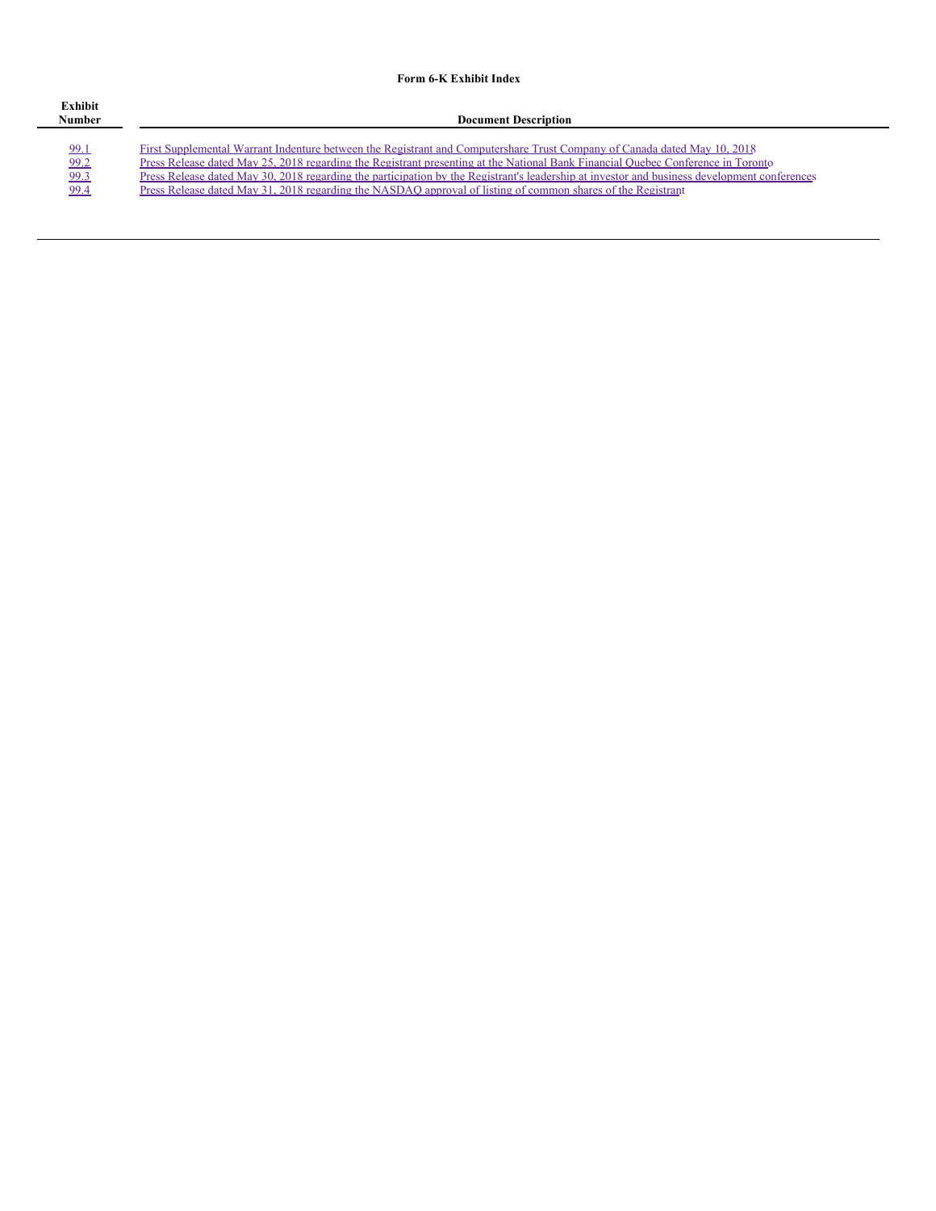**Form 6-K Exhibit Index**

| Exhibit Number | Document Description |
| --- | --- |
| 99.1 | First Supplemental Warrant Indenture between the Registrant and Computershare Trust Company of Canada dated May 10, 2018 |
| 99.2 | Press Release dated May 25, 2018 regarding the Registrant presenting at the National Bank Financial Quebec Conference in Toronto |
| 99.3 | Press Release dated May 30, 2018 regarding the participation by the Registrant's leadership at investor and business development conferences |
| 99.4 | Press Release dated May 31, 2018 regarding the NASDAQ approval of listing of common shares of the Registrant |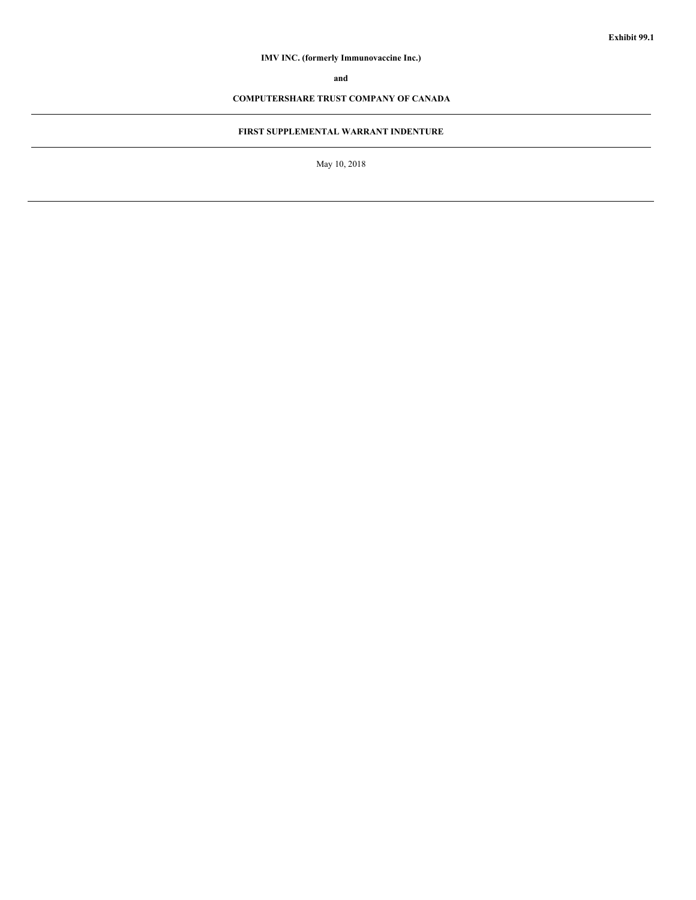**Exhibit 99.1**

**IMV INC. (formerly Immunovaccine Inc.)**

**and**

**COMPUTERSHARE TRUST COMPANY OF CANADA**

---

**FIRST SUPPLEMENTAL WARRANT INDENTURE**

---

May 10, 2018

---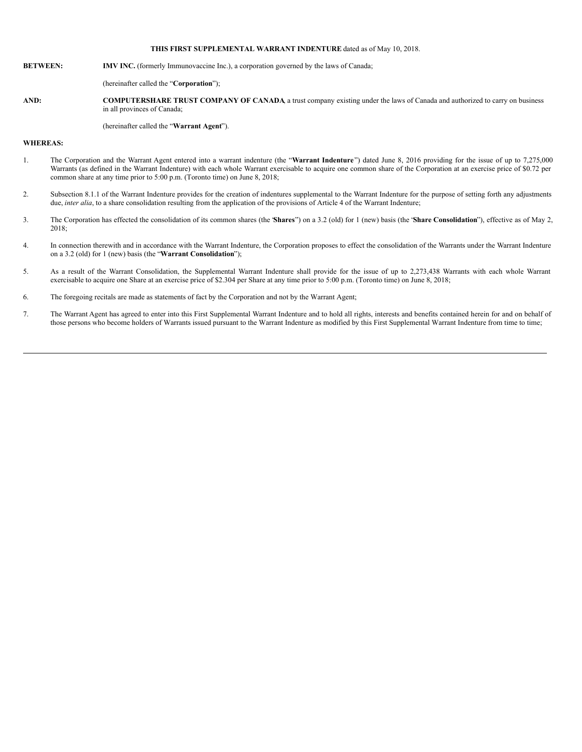**THIS FIRST SUPPLEMENTAL WARRANT INDENTURE** dated as of May 10, 2018.

**BETWEEN:** **IMV INC.** (formerly Immunovaccine Inc.), a corporation governed by the laws of Canada;

(hereinafter called the "**Corporation**");

**AND:** **COMPUTERSHARE TRUST COMPANY OF CANADA**, a trust company existing under the laws of Canada and authorized to carry on business in all provinces of Canada;

(hereinafter called the "**Warrant Agent**").

**WHEREAS:**

1. The Corporation and the Warrant Agent entered into a warrant indenture (the "**Warrant Indenture**") dated June 8, 2016 providing for the issue of up to 7,275,000 Warrants (as defined in the Warrant Indenture) with each whole Warrant exercisable to acquire one common share of the Corporation at an exercise price of $0.72 per common share at any time prior to 5:00 p.m. (Toronto time) on June 8, 2018;

2. Subsection 8.1.1 of the Warrant Indenture provides for the creation of indentures supplemental to the Warrant Indenture for the purpose of setting forth any adjustments due, *inter alia*, to a share consolidation resulting from the application of the provisions of Article 4 of the Warrant Indenture;

3. The Corporation has effected the consolidation of its common shares (the "**Shares**") on a 3.2 (old) for 1 (new) basis (the "**Share Consolidation**"), effective as of May 2, 2018;

4. In connection therewith and in accordance with the Warrant Indenture, the Corporation proposes to effect the consolidation of the Warrants under the Warrant Indenture on a 3.2 (old) for 1 (new) basis (the "**Warrant Consolidation**");

5. As a result of the Warrant Consolidation, the Supplemental Warrant Indenture shall provide for the issue of up to 2,273,438 Warrants with each whole Warrant exercisable to acquire one Share at an exercise price of $2.304 per Share at any time prior to 5:00 p.m. (Toronto time) on June 8, 2018;

6. The foregoing recitals are made as statements of fact by the Corporation and not by the Warrant Agent;

7. The Warrant Agent has agreed to enter into this First Supplemental Warrant Indenture and to hold all rights, interests and benefits contained herein for and on behalf of those persons who become holders of Warrants issued pursuant to the Warrant Indenture as modified by this First Supplemental Warrant Indenture from time to time;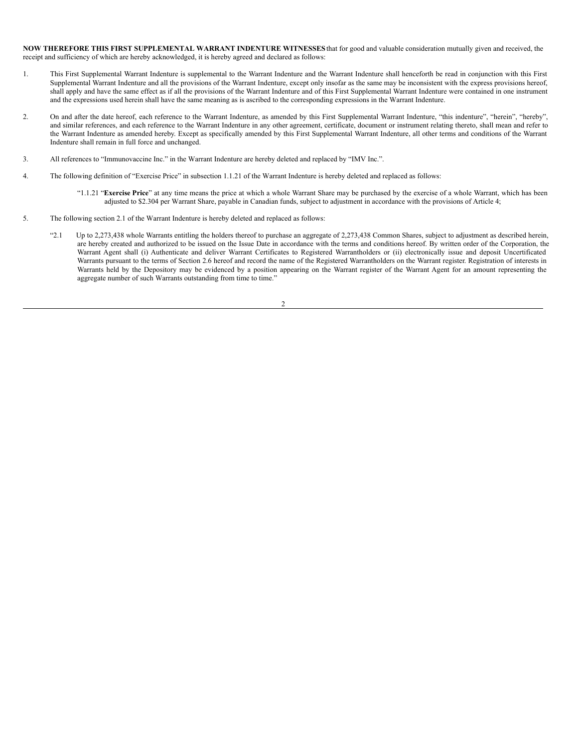**NOW THEREFORE THIS FIRST SUPPLEMENTAL WARRANT INDENTURE WITNESSES** that for good and valuable consideration mutually given and received, the receipt and sufficiency of which are hereby acknowledged, it is hereby agreed and declared as follows:

1. This First Supplemental Warrant Indenture is supplemental to the Warrant Indenture and the Warrant Indenture shall henceforth be read in conjunction with this First Supplemental Warrant Indenture and all the provisions of the Warrant Indenture, except only insofar as the same may be inconsistent with the express provisions hereof, shall apply and have the same effect as if all the provisions of the Warrant Indenture and of this First Supplemental Warrant Indenture were contained in one instrument and the expressions used herein shall have the same meaning as is ascribed to the corresponding expressions in the Warrant Indenture.

2. On and after the date hereof, each reference to the Warrant Indenture, as amended by this First Supplemental Warrant Indenture, "this indenture", "herein", "hereby", and similar references, and each reference to the Warrant Indenture in any other agreement, certificate, document or instrument relating thereto, shall mean and refer to the Warrant Indenture as amended hereby. Except as specifically amended by this First Supplemental Warrant Indenture, all other terms and conditions of the Warrant Indenture shall remain in full force and unchanged.

3. All references to "Immunovaccine Inc." in the Warrant Indenture are hereby deleted and replaced by "IMV Inc.".

4. The following definition of "Exercise Price" in subsection 1.1.21 of the Warrant Indenture is hereby deleted and replaced as follows:

   "1.1.21 "**Exercise Price**" at any time means the price at which a whole Warrant Share may be purchased by the exercise of a whole Warrant, which has been adjusted to $2.304 per Warrant Share, payable in Canadian funds, subject to adjustment in accordance with the provisions of Article 4;

5. The following section 2.1 of the Warrant Indenture is hereby deleted and replaced as follows:

   "2.1 Up to 2,273,438 whole Warrants entitling the holders thereof to purchase an aggregate of 2,273,438 Common Shares, subject to adjustment as described herein, are hereby created and authorized to be issued on the Issue Date in accordance with the terms and conditions hereof. By written order of the Corporation, the Warrant Agent shall (i) Authenticate and deliver Warrant Certificates to Registered Warrantholders or (ii) electronically issue and deposit Uncertificated Warrants pursuant to the terms of Section 2.6 hereof and record the name of the Registered Warrantholders on the Warrant register. Registration of interests in Warrants held by the Depository may be evidenced by a position appearing on the Warrant register of the Warrant Agent for an amount representing the aggregate number of such Warrants outstanding from time to time."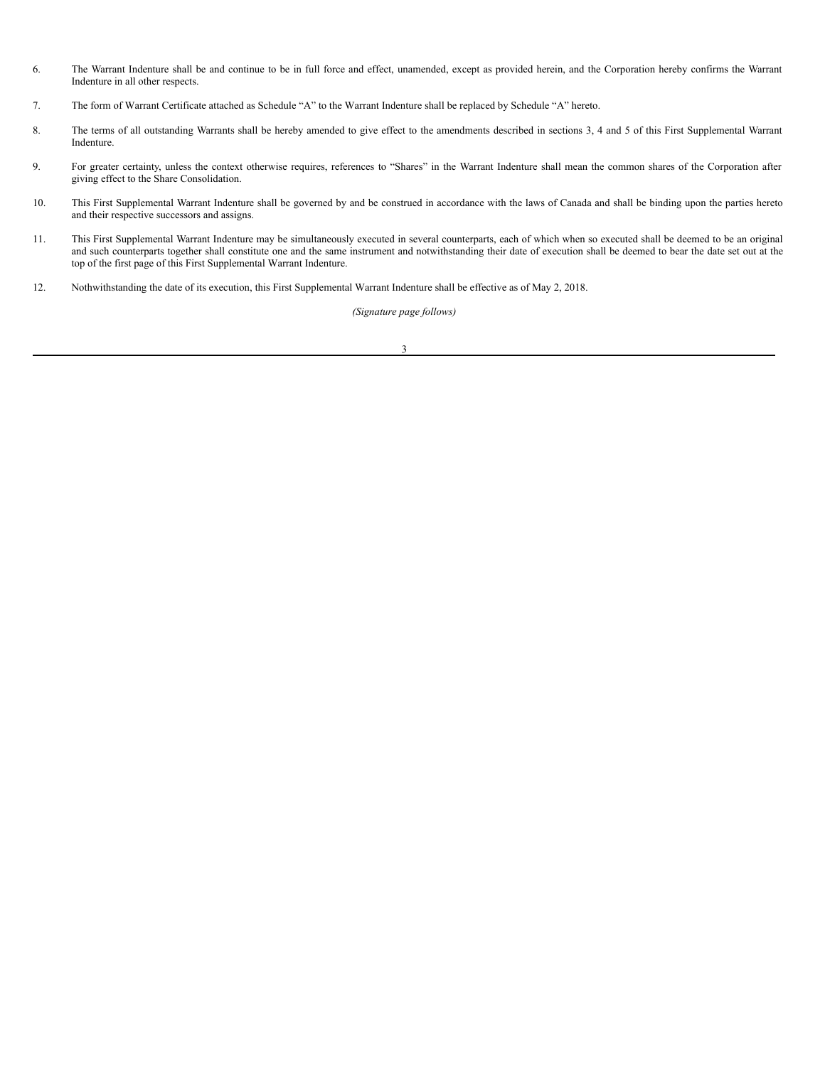6. The Warrant Indenture shall be and continue to be in full force and effect, unamended, except as provided herein, and the Corporation hereby confirms the Warrant Indenture in all other respects.

7. The form of Warrant Certificate attached as Schedule "A" to the Warrant Indenture shall be replaced by Schedule "A" hereto.

8. The terms of all outstanding Warrants shall be hereby amended to give effect to the amendments described in sections 3, 4 and 5 of this First Supplemental Warrant Indenture.

9. For greater certainty, unless the context otherwise requires, references to "Shares" in the Warrant Indenture shall mean the common shares of the Corporation after giving effect to the Share Consolidation.

10. This First Supplemental Warrant Indenture shall be governed by and be construed in accordance with the laws of Canada and shall be binding upon the parties hereto and their respective successors and assigns.

11. This First Supplemental Warrant Indenture may be simultaneously executed in several counterparts, each of which when so executed shall be deemed to be an original and such counterparts together shall constitute one and the same instrument and notwithstanding their date of execution shall be deemed to bear the date set out at the top of the first page of this First Supplemental Warrant Indenture.

12. Nothwithstanding the date of its execution, this First Supplemental Warrant Indenture shall be effective as of May 2, 2018.

*(Signature page follows)*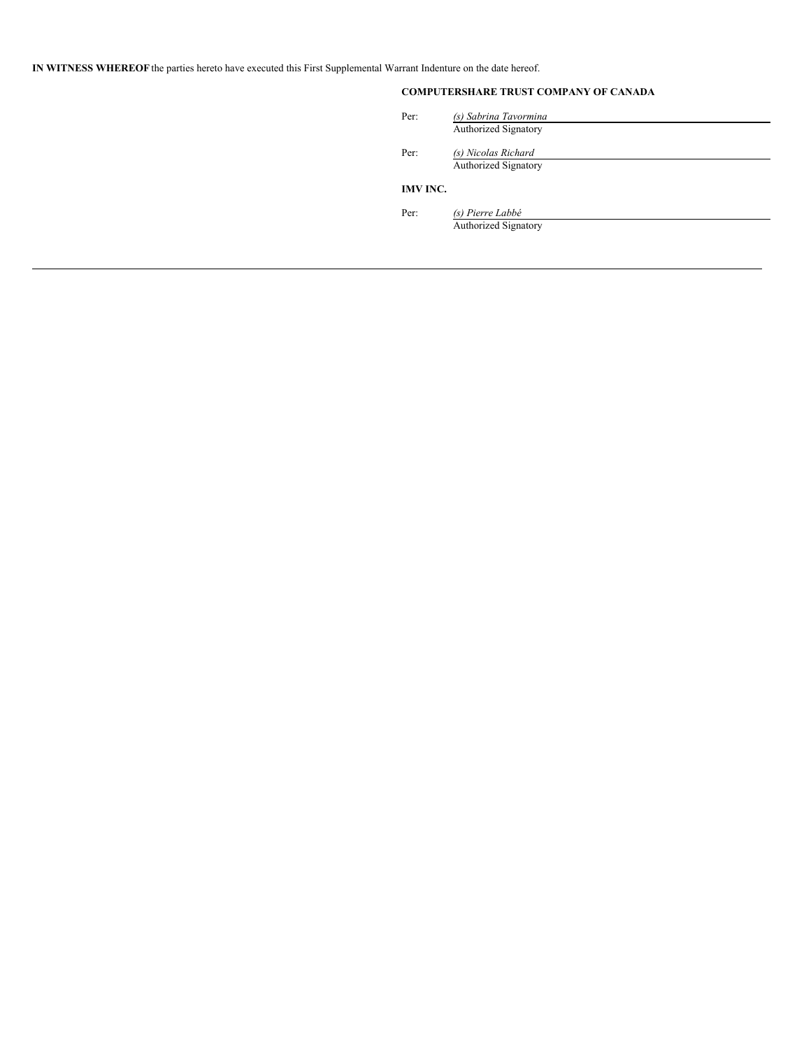**IN WITNESS WHEREOF** the parties hereto have executed this First Supplemental Warrant Indenture on the date hereof.

**COMPUTERSHARE TRUST COMPANY OF CANADA**

Per: *(s) Sabrina Tavormina*
Authorized Signatory

Per: *(s) Nicolas Richard*
Authorized Signatory

**IMV INC.**

Per: *(s) Pierre Labbé*
Authorized Signatory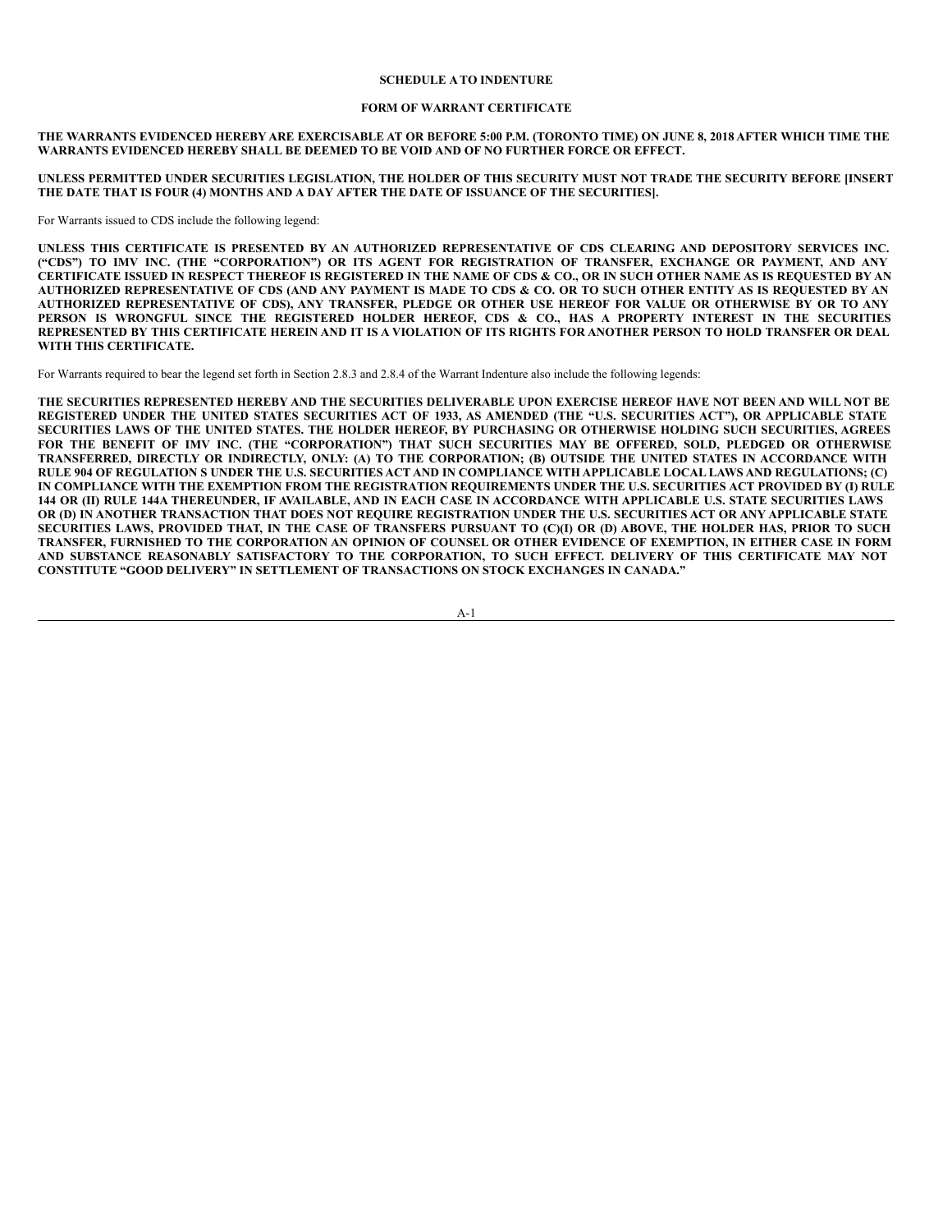**SCHEDULE A TO INDENTURE**

**FORM OF WARRANT CERTIFICATE**

**THE WARRANTS EVIDENCED HEREBY ARE EXERCISABLE AT OR BEFORE 5:00 P.M. (TORONTO TIME) ON JUNE 8, 2018 AFTER WHICH TIME THE WARRANTS EVIDENCED HEREBY SHALL BE DEEMED TO BE VOID AND OF NO FURTHER FORCE OR EFFECT.**

**UNLESS PERMITTED UNDER SECURITIES LEGISLATION, THE HOLDER OF THIS SECURITY MUST NOT TRADE THE SECURITY BEFORE [INSERT THE DATE THAT IS FOUR (4) MONTHS AND A DAY AFTER THE DATE OF ISSUANCE OF THE SECURITIES].**

For Warrants issued to CDS include the following legend:

**UNLESS THIS CERTIFICATE IS PRESENTED BY AN AUTHORIZED REPRESENTATIVE OF CDS CLEARING AND DEPOSITORY SERVICES INC. ("CDS") TO IMV INC. (THE "CORPORATION") OR ITS AGENT FOR REGISTRATION OF TRANSFER, EXCHANGE OR PAYMENT, AND ANY CERTIFICATE ISSUED IN RESPECT THEREOF IS REGISTERED IN THE NAME OF CDS & CO., OR IN SUCH OTHER NAME AS IS REQUESTED BY AN AUTHORIZED REPRESENTATIVE OF CDS (AND ANY PAYMENT IS MADE TO CDS & CO. OR TO SUCH OTHER ENTITY AS IS REQUESTED BY AN AUTHORIZED REPRESENTATIVE OF CDS), ANY TRANSFER, PLEDGE OR OTHER USE HEREOF FOR VALUE OR OTHERWISE BY OR TO ANY PERSON IS WRONGFUL SINCE THE REGISTERED HOLDER HEREOF, CDS & CO., HAS A PROPERTY INTEREST IN THE SECURITIES REPRESENTED BY THIS CERTIFICATE HEREIN AND IT IS A VIOLATION OF ITS RIGHTS FOR ANOTHER PERSON TO HOLD TRANSFER OR DEAL WITH THIS CERTIFICATE.**

For Warrants required to bear the legend set forth in Section 2.8.3 and 2.8.4 of the Warrant Indenture also include the following legends:

**THE SECURITIES REPRESENTED HEREBY AND THE SECURITIES DELIVERABLE UPON EXERCISE HEREOF HAVE NOT BEEN AND WILL NOT BE REGISTERED UNDER THE UNITED STATES SECURITIES ACT OF 1933, AS AMENDED (THE "U.S. SECURITIES ACT"), OR APPLICABLE STATE SECURITIES LAWS OF THE UNITED STATES. THE HOLDER HEREOF, BY PURCHASING OR OTHERWISE HOLDING SUCH SECURITIES, AGREES FOR THE BENEFIT OF IMV INC. (THE "CORPORATION") THAT SUCH SECURITIES MAY BE OFFERED, SOLD, PLEDGED OR OTHERWISE TRANSFERRED, DIRECTLY OR INDIRECTLY, ONLY: (A) TO THE CORPORATION; (B) OUTSIDE THE UNITED STATES IN ACCORDANCE WITH RULE 904 OF REGULATION S UNDER THE U.S. SECURITIES ACT AND IN COMPLIANCE WITH APPLICABLE LOCAL LAWS AND REGULATIONS; (C) IN COMPLIANCE WITH THE EXEMPTION FROM THE REGISTRATION REQUIREMENTS UNDER THE U.S. SECURITIES ACT PROVIDED BY (I) RULE 144 OR (II) RULE 144A THEREUNDER, IF AVAILABLE, AND IN EACH CASE IN ACCORDANCE WITH APPLICABLE U.S. STATE SECURITIES LAWS OR (D) IN ANOTHER TRANSACTION THAT DOES NOT REQUIRE REGISTRATION UNDER THE U.S. SECURITIES ACT OR ANY APPLICABLE STATE SECURITIES LAWS, PROVIDED THAT, IN THE CASE OF TRANSFERS PURSUANT TO (C)(I) OR (D) ABOVE, THE HOLDER HAS, PRIOR TO SUCH TRANSFER, FURNISHED TO THE CORPORATION AN OPINION OF COUNSEL OR OTHER EVIDENCE OF EXEMPTION, IN EITHER CASE IN FORM AND SUBSTANCE REASONABLY SATISFACTORY TO THE CORPORATION, TO SUCH EFFECT. DELIVERY OF THIS CERTIFICATE MAY NOT CONSTITUTE "GOOD DELIVERY" IN SETTLEMENT OF TRANSACTIONS ON STOCK EXCHANGES IN CANADA."**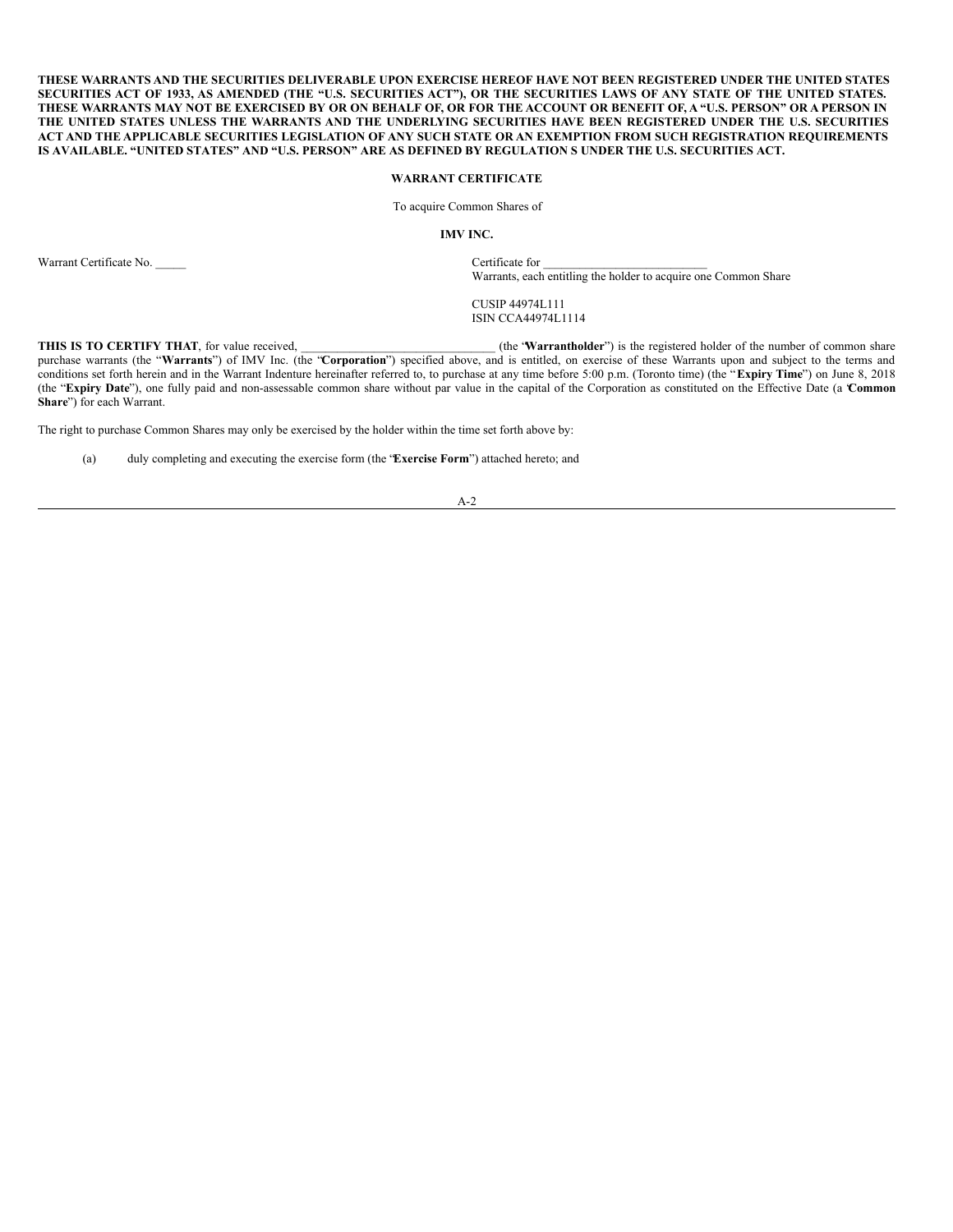**THESE WARRANTS AND THE SECURITIES DELIVERABLE UPON EXERCISE HEREOF HAVE NOT BEEN REGISTERED UNDER THE UNITED STATES SECURITIES ACT OF 1933, AS AMENDED (THE "U.S. SECURITIES ACT"), OR THE SECURITIES LAWS OF ANY STATE OF THE UNITED STATES. THESE WARRANTS MAY NOT BE EXERCISED BY OR ON BEHALF OF, OR FOR THE ACCOUNT OR BENEFIT OF, A "U.S. PERSON" OR A PERSON IN THE UNITED STATES UNLESS THE WARRANTS AND THE UNDERLYING SECURITIES HAVE BEEN REGISTERED UNDER THE U.S. SECURITIES ACT AND THE APPLICABLE SECURITIES LEGISLATION OF ANY SUCH STATE OR AN EXEMPTION FROM SUCH REGISTRATION REQUIREMENTS IS AVAILABLE. "UNITED STATES" AND "U.S. PERSON" ARE AS DEFINED BY REGULATION S UNDER THE U.S. SECURITIES ACT.**

**WARRANT CERTIFICATE**

To acquire Common Shares of

**IMV INC.**

Warrant Certificate No. _____

Certificate for ___________________________
Warrants, each entitling the holder to acquire one Common Share

CUSIP 44974L111
ISIN CCA44974L1114

**THIS IS TO CERTIFY THAT**, for value received, _______________________________ (the "**Warrantholder**") is the registered holder of the number of common share purchase warrants (the "**Warrants**") of IMV Inc. (the "**Corporation**") specified above, and is entitled, on exercise of these Warrants upon and subject to the terms and conditions set forth herein and in the Warrant Indenture hereinafter referred to, to purchase at any time before 5:00 p.m. (Toronto time) (the "**Expiry Time**") on June 8, 2018 (the "**Expiry Date**"), one fully paid and non-assessable common share without par value in the capital of the Corporation as constituted on the Effective Date (a "**Common Share**") for each Warrant.

The right to purchase Common Shares may only be exercised by the holder within the time set forth above by:

(a) duly completing and executing the exercise form (the "**Exercise Form**") attached hereto; and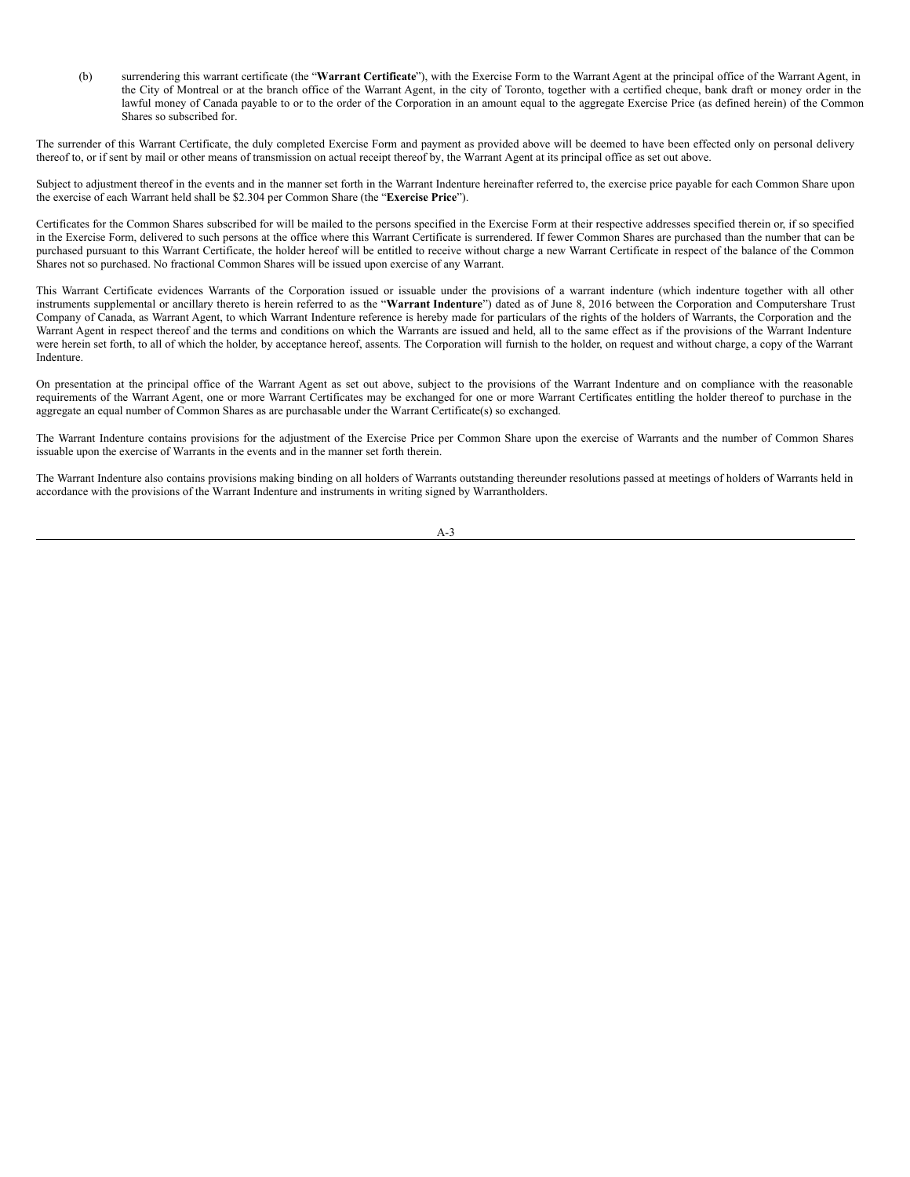(b) surrendering this warrant certificate (the "**Warrant Certificate**"), with the Exercise Form to the Warrant Agent at the principal office of the Warrant Agent, in the City of Montreal or at the branch office of the Warrant Agent, in the city of Toronto, together with a certified cheque, bank draft or money order in the lawful money of Canada payable to or to the order of the Corporation in an amount equal to the aggregate Exercise Price (as defined herein) of the Common Shares so subscribed for.

The surrender of this Warrant Certificate, the duly completed Exercise Form and payment as provided above will be deemed to have been effected only on personal delivery thereof to, or if sent by mail or other means of transmission on actual receipt thereof by, the Warrant Agent at its principal office as set out above.

Subject to adjustment thereof in the events and in the manner set forth in the Warrant Indenture hereinafter referred to, the exercise price payable for each Common Share upon the exercise of each Warrant held shall be $2.304 per Common Share (the "**Exercise Price**").

Certificates for the Common Shares subscribed for will be mailed to the persons specified in the Exercise Form at their respective addresses specified therein or, if so specified in the Exercise Form, delivered to such persons at the office where this Warrant Certificate is surrendered. If fewer Common Shares are purchased than the number that can be purchased pursuant to this Warrant Certificate, the holder hereof will be entitled to receive without charge a new Warrant Certificate in respect of the balance of the Common Shares not so purchased. No fractional Common Shares will be issued upon exercise of any Warrant.

This Warrant Certificate evidences Warrants of the Corporation issued or issuable under the provisions of a warrant indenture (which indenture together with all other instruments supplemental or ancillary thereto is herein referred to as the "**Warrant Indenture**") dated as of June 8, 2016 between the Corporation and Computershare Trust Company of Canada, as Warrant Agent, to which Warrant Indenture reference is hereby made for particulars of the rights of the holders of Warrants, the Corporation and the Warrant Agent in respect thereof and the terms and conditions on which the Warrants are issued and held, all to the same effect as if the provisions of the Warrant Indenture were herein set forth, to all of which the holder, by acceptance hereof, assents. The Corporation will furnish to the holder, on request and without charge, a copy of the Warrant Indenture.

On presentation at the principal office of the Warrant Agent as set out above, subject to the provisions of the Warrant Indenture and on compliance with the reasonable requirements of the Warrant Agent, one or more Warrant Certificates may be exchanged for one or more Warrant Certificates entitling the holder thereof to purchase in the aggregate an equal number of Common Shares as are purchasable under the Warrant Certificate(s) so exchanged.

The Warrant Indenture contains provisions for the adjustment of the Exercise Price per Common Share upon the exercise of Warrants and the number of Common Shares issuable upon the exercise of Warrants in the events and in the manner set forth therein.

The Warrant Indenture also contains provisions making binding on all holders of Warrants outstanding thereunder resolutions passed at meetings of holders of Warrants held in accordance with the provisions of the Warrant Indenture and instruments in writing signed by Warrantholders.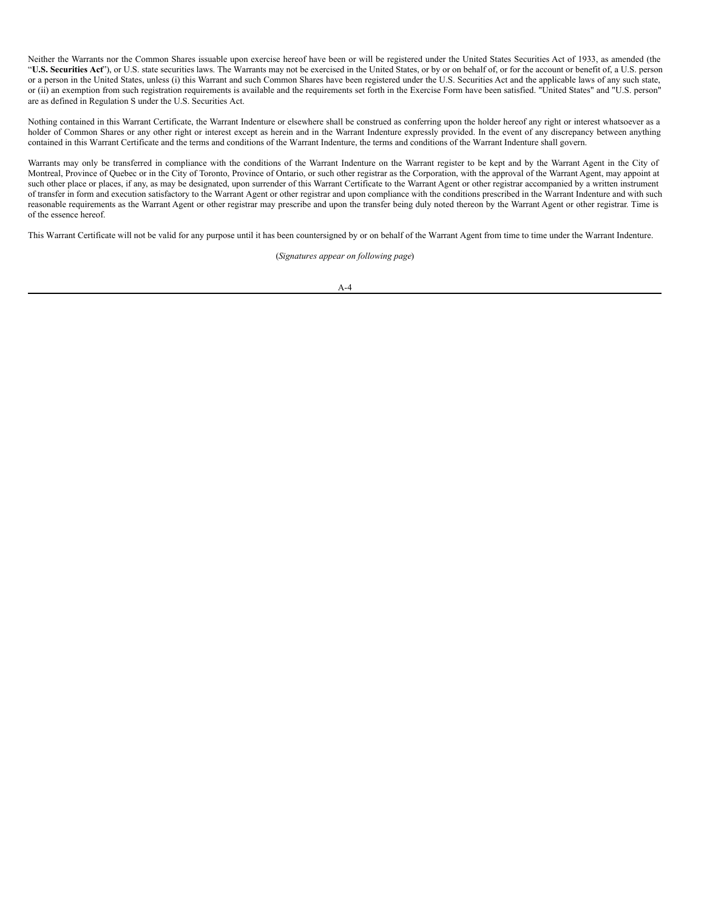Neither the Warrants nor the Common Shares issuable upon exercise hereof have been or will be registered under the United States Securities Act of 1933, as amended (the "**U.S. Securities Act**"), or U.S. state securities laws. The Warrants may not be exercised in the United States, or by or on behalf of, or for the account or benefit of, a U.S. person or a person in the United States, unless (i) this Warrant and such Common Shares have been registered under the U.S. Securities Act and the applicable laws of any such state, or (ii) an exemption from such registration requirements is available and the requirements set forth in the Exercise Form have been satisfied. "United States" and "U.S. person" are as defined in Regulation S under the U.S. Securities Act.

Nothing contained in this Warrant Certificate, the Warrant Indenture or elsewhere shall be construed as conferring upon the holder hereof any right or interest whatsoever as a holder of Common Shares or any other right or interest except as herein and in the Warrant Indenture expressly provided. In the event of any discrepancy between anything contained in this Warrant Certificate and the terms and conditions of the Warrant Indenture, the terms and conditions of the Warrant Indenture shall govern.

Warrants may only be transferred in compliance with the conditions of the Warrant Indenture on the Warrant register to be kept and by the Warrant Agent in the City of Montreal, Province of Quebec or in the City of Toronto, Province of Ontario, or such other registrar as the Corporation, with the approval of the Warrant Agent, may appoint at such other place or places, if any, as may be designated, upon surrender of this Warrant Certificate to the Warrant Agent or other registrar accompanied by a written instrument of transfer in form and execution satisfactory to the Warrant Agent or other registrar and upon compliance with the conditions prescribed in the Warrant Indenture and with such reasonable requirements as the Warrant Agent or other registrar may prescribe and upon the transfer being duly noted thereon by the Warrant Agent or other registrar. Time is of the essence hereof.

This Warrant Certificate will not be valid for any purpose until it has been countersigned by or on behalf of the Warrant Agent from time to time under the Warrant Indenture.

(*Signatures appear on following page*)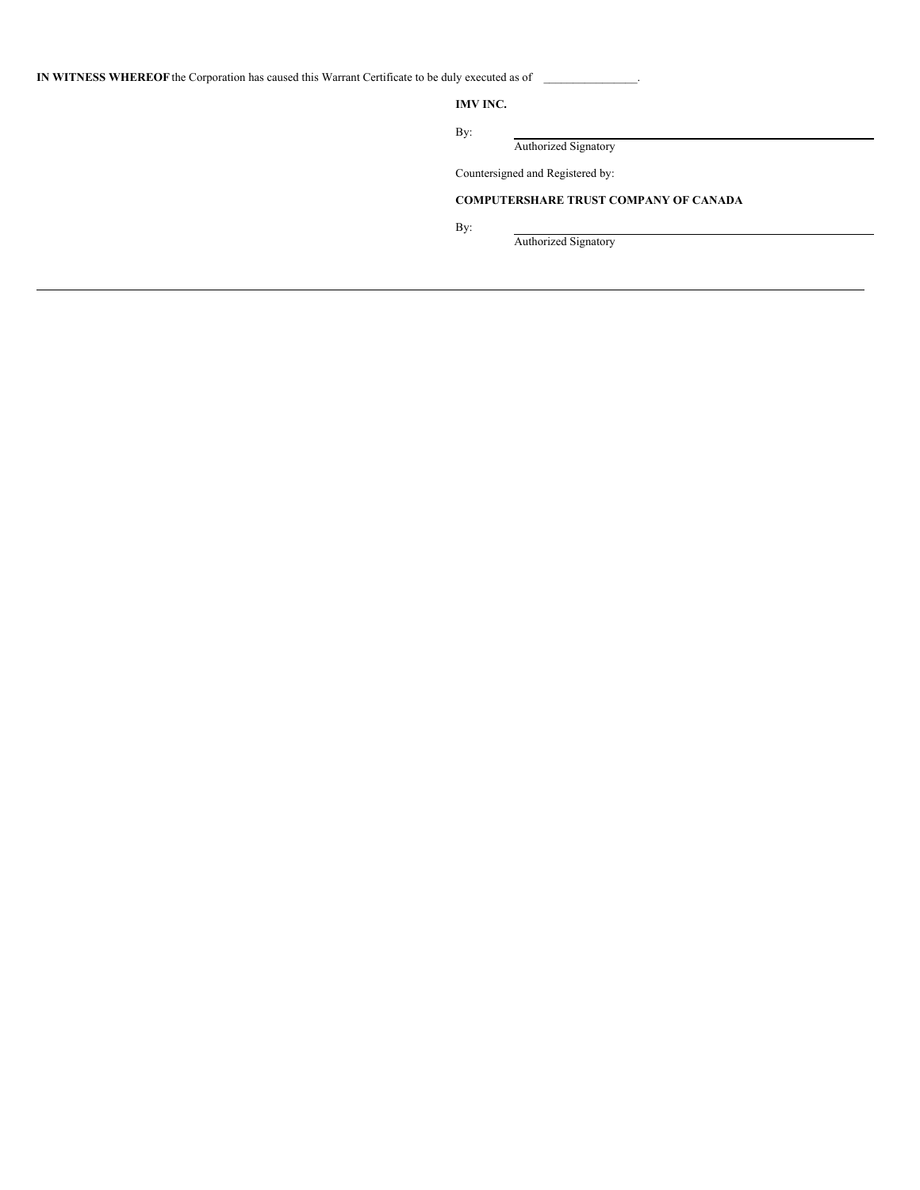**IN WITNESS WHEREOF** the Corporation has caused this Warrant Certificate to be duly executed as of \_\_\_\_\_\_\_\_\_\_\_\_\_\_\_\_.

**IMV INC.**

By: \_\_\_\_\_\_\_\_\_\_\_\_\_\_\_\_\_\_\_\_\_\_\_\_\_\_\_\_\_\_\_\_
Authorized Signatory

Countersigned and Registered by:

**COMPUTERSHARE TRUST COMPANY OF CANADA**

By: \_\_\_\_\_\_\_\_\_\_\_\_\_\_\_\_\_\_\_\_\_\_\_\_\_\_\_\_\_\_\_\_
Authorized Signatory

---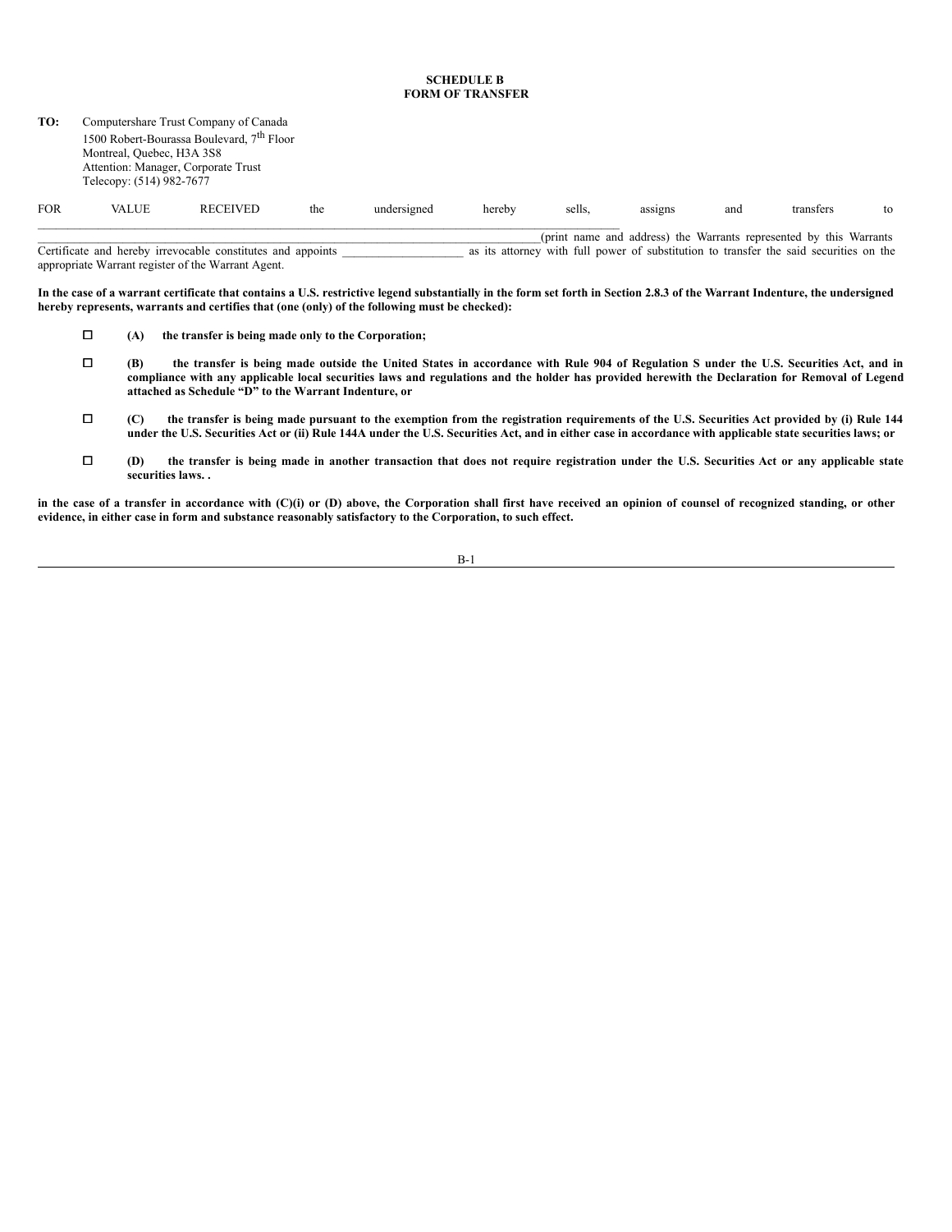**SCHEDULE B**
**FORM OF TRANSFER**

**TO:** Computershare Trust Company of Canada
1500 Robert-Bourassa Boulevard, 7th Floor
Montreal, Quebec, H3A 3S8
Attention: Manager, Corporate Trust
Telecopy: (514) 982-7677

FOR VALUE RECEIVED the undersigned hereby sells, assigns and transfers to \_\_\_\_\_\_\_\_\_\_\_\_\_\_\_\_\_\_\_\_\_\_\_\_\_\_\_\_\_\_\_\_\_\_\_\_\_\_\_\_\_\_\_\_\_\_\_\_\_\_\_\_\_\_\_\_\_\_\_\_\_\_\_\_\_\_\_\_\_\_\_\_\_\_\_\_\_\_\_\_\_\_\_\_\_\_\_\_\_\_\_\_\_\_\_\_\_\_\_\_\_\_\_\_\_\_\_\_\_\_\_\_\_\_\_\_\_\_\_\_\_\_\_\_\_\_\_\_\_\_\_\_\_\_\_\_\_\_\_\_\_\_\_\_\_\_\_\_\_\_\_\_\_\_\_\_\_\_\_\_\_\_\_\_\_\_\_\_\_\_\_\_\_\_\_\_\_\_\_\_\_\_\_\_\_\_(print name and address) the Warrants represented by this Warrants Certificate and hereby irrevocable constitutes and appoints \_\_\_\_\_\_\_\_\_\_\_\_\_\_\_\_\_\_\_\_ as its attorney with full power of substitution to transfer the said securities on the appropriate Warrant register of the Warrant Agent.

**In the case of a warrant certificate that contains a U.S. restrictive legend substantially in the form set forth in Section 2.8.3 of the Warrant Indenture, the undersigned hereby represents, warrants and certifies that (one (only) of the following must be checked):**

- ☐ **(A) the transfer is being made only to the Corporation;**
- ☐ **(B) the transfer is being made outside the United States in accordance with Rule 904 of Regulation S under the U.S. Securities Act, and in compliance with any applicable local securities laws and regulations and the holder has provided herewith the Declaration for Removal of Legend attached as Schedule "D" to the Warrant Indenture, or**
- ☐ **(C) the transfer is being made pursuant to the exemption from the registration requirements of the U.S. Securities Act provided by (i) Rule 144 under the U.S. Securities Act or (ii) Rule 144A under the U.S. Securities Act, and in either case in accordance with applicable state securities laws; or**
- ☐ **(D) the transfer is being made in another transaction that does not require registration under the U.S. Securities Act or any applicable state securities laws. .**

**in the case of a transfer in accordance with (C)(i) or (D) above, the Corporation shall first have received an opinion of counsel of recognized standing, or other evidence, in either case in form and substance reasonably satisfactory to the Corporation, to such effect.**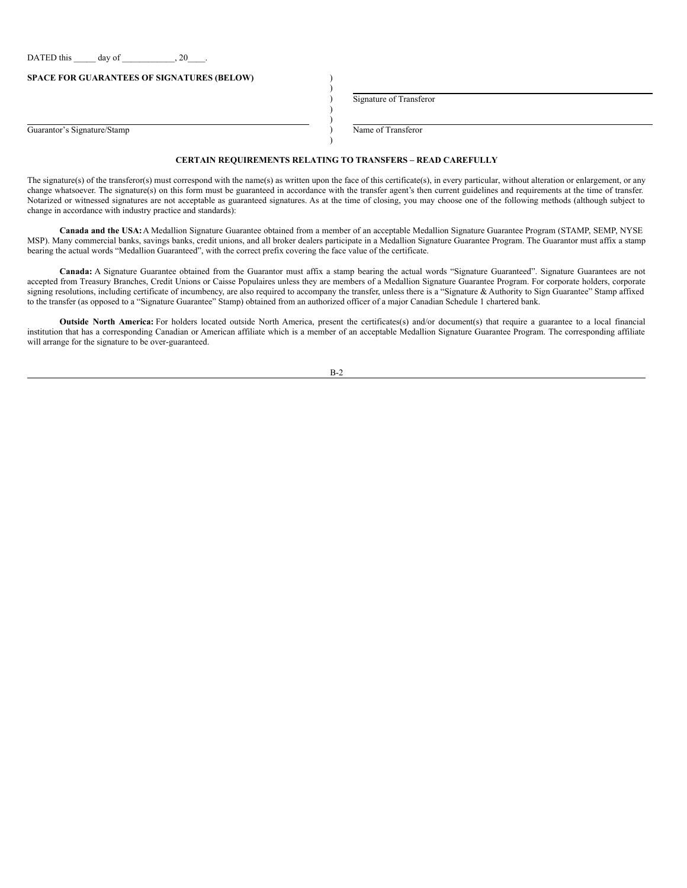DATED this _____ day of ____________, 20____.

**SPACE FOR GUARANTEES OF SIGNATURES (BELOW)**

| | |
|---|---|
| | Signature of Transferor |
| Guarantor's Signature/Stamp | Name of Transferor |

**CERTAIN REQUIREMENTS RELATING TO TRANSFERS – READ CAREFULLY**

The signature(s) of the transferor(s) must correspond with the name(s) as written upon the face of this certificate(s), in every particular, without alteration or enlargement, or any change whatsoever. The signature(s) on this form must be guaranteed in accordance with the transfer agent's then current guidelines and requirements at the time of transfer. Notarized or witnessed signatures are not acceptable as guaranteed signatures. As at the time of closing, you may choose one of the following methods (although subject to change in accordance with industry practice and standards):

**Canada and the USA:** A Medallion Signature Guarantee obtained from a member of an acceptable Medallion Signature Guarantee Program (STAMP, SEMP, NYSE MSP). Many commercial banks, savings banks, credit unions, and all broker dealers participate in a Medallion Signature Guarantee Program. The Guarantor must affix a stamp bearing the actual words "Medallion Guaranteed", with the correct prefix covering the face value of the certificate.

**Canada:** A Signature Guarantee obtained from the Guarantor must affix a stamp bearing the actual words "Signature Guaranteed". Signature Guarantees are not accepted from Treasury Branches, Credit Unions or Caisse Populaires unless they are members of a Medallion Signature Guarantee Program. For corporate holders, corporate signing resolutions, including certificate of incumbency, are also required to accompany the transfer, unless there is a "Signature & Authority to Sign Guarantee" Stamp affixed to the transfer (as opposed to a "Signature Guarantee" Stamp) obtained from an authorized officer of a major Canadian Schedule 1 chartered bank.

**Outside North America:** For holders located outside North America, present the certificates(s) and/or document(s) that require a guarantee to a local financial institution that has a corresponding Canadian or American affiliate which is a member of an acceptable Medallion Signature Guarantee Program. The corresponding affiliate will arrange for the signature to be over-guaranteed.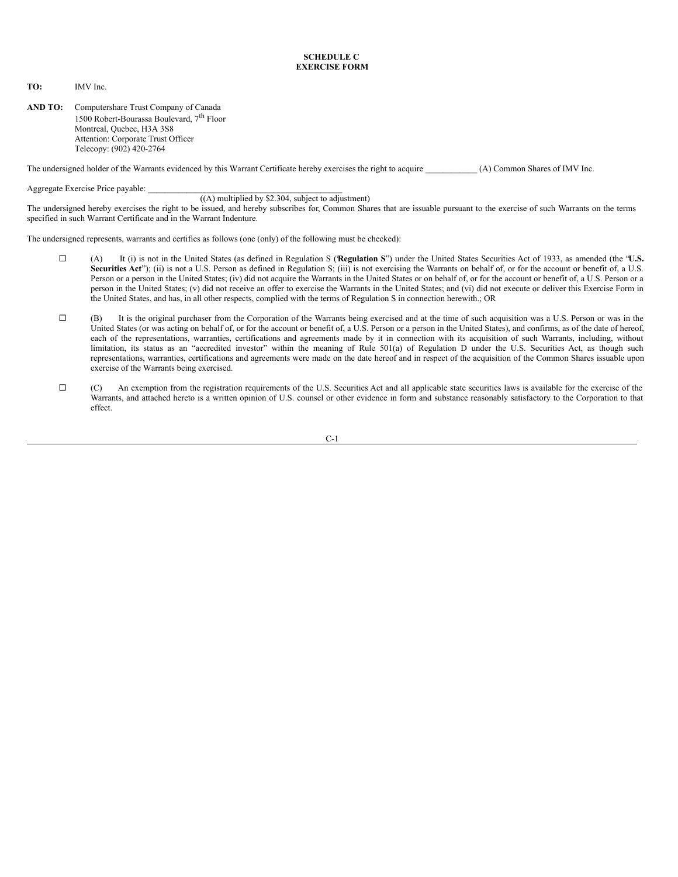**SCHEDULE C**
**EXERCISE FORM**

**TO:** IMV Inc.

**AND TO:** Computershare Trust Company of Canada
1500 Robert-Bourassa Boulevard, 7th Floor
Montreal, Quebec, H3A 3S8
Attention: Corporate Trust Officer
Telecopy: (902) 420-2764

The undersigned holder of the Warrants evidenced by this Warrant Certificate hereby exercises the right to acquire ____________ (A) Common Shares of IMV Inc.

Aggregate Exercise Price payable: ______________________________________________
((A) multiplied by $2.304, subject to adjustment)

The undersigned hereby exercises the right to be issued, and hereby subscribes for, Common Shares that are issuable pursuant to the exercise of such Warrants on the terms specified in such Warrant Certificate and in the Warrant Indenture.

The undersigned represents, warrants and certifies as follows (one (only) of the following must be checked):

☐ (A) It (i) is not in the United States (as defined in Regulation S ("**Regulation S**") under the United States Securities Act of 1933, as amended (the "**U.S. Securities Act**"); (ii) is not a U.S. Person as defined in Regulation S; (iii) is not exercising the Warrants on behalf of, or for the account or benefit of, a U.S. Person or a person in the United States; (iv) did not acquire the Warrants in the United States or on behalf of, or for the account or benefit of, a U.S. Person or a person in the United States; (v) did not receive an offer to exercise the Warrants in the United States; and (vi) did not execute or deliver this Exercise Form in the United States, and has, in all other respects, complied with the terms of Regulation S in connection herewith.; OR

☐ (B) It is the original purchaser from the Corporation of the Warrants being exercised and at the time of such acquisition was a U.S. Person or was in the United States (or was acting on behalf of, or for the account or benefit of, a U.S. Person or a person in the United States), and confirms, as of the date of hereof, each of the representations, warranties, certifications and agreements made by it in connection with its acquisition of such Warrants, including, without limitation, its status as an "accredited investor" within the meaning of Rule 501(a) of Regulation D under the U.S. Securities Act, as though such representations, warranties, certifications and agreements were made on the date hereof and in respect of the acquisition of the Common Shares issuable upon exercise of the Warrants being exercised.

☐ (C) An exemption from the registration requirements of the U.S. Securities Act and all applicable state securities laws is available for the exercise of the Warrants, and attached hereto is a written opinion of U.S. counsel or other evidence in form and substance reasonably satisfactory to the Corporation to that effect.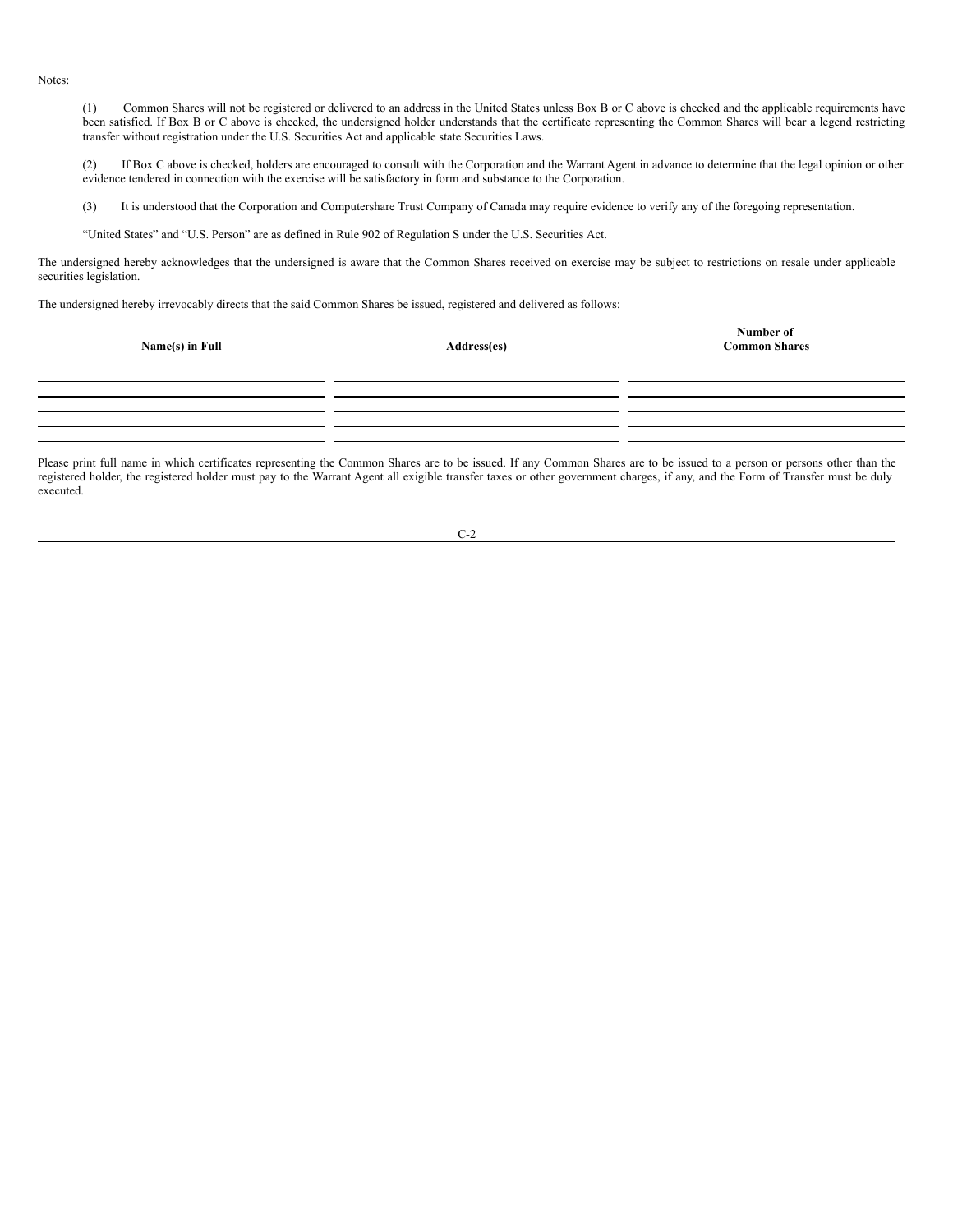Notes:

(1) Common Shares will not be registered or delivered to an address in the United States unless Box B or C above is checked and the applicable requirements have been satisfied. If Box B or C above is checked, the undersigned holder understands that the certificate representing the Common Shares will bear a legend restricting transfer without registration under the U.S. Securities Act and applicable state Securities Laws.

(2) If Box C above is checked, holders are encouraged to consult with the Corporation and the Warrant Agent in advance to determine that the legal opinion or other evidence tendered in connection with the exercise will be satisfactory in form and substance to the Corporation.

(3) It is understood that the Corporation and Computershare Trust Company of Canada may require evidence to verify any of the foregoing representation.

"United States" and "U.S. Person" are as defined in Rule 902 of Regulation S under the U.S. Securities Act.

The undersigned hereby acknowledges that the undersigned is aware that the Common Shares received on exercise may be subject to restrictions on resale under applicable securities legislation.

The undersigned hereby irrevocably directs that the said Common Shares be issued, registered and delivered as follows:

| **Name(s) in Full** | **Address(es)** | **Number of Common Shares** |
|---|---|---|
| | | |
| | | |
| | | |
| | | |

Please print full name in which certificates representing the Common Shares are to be issued. If any Common Shares are to be issued to a person or persons other than the registered holder, the registered holder must pay to the Warrant Agent all exigible transfer taxes or other government charges, if any, and the Form of Transfer must be duly executed.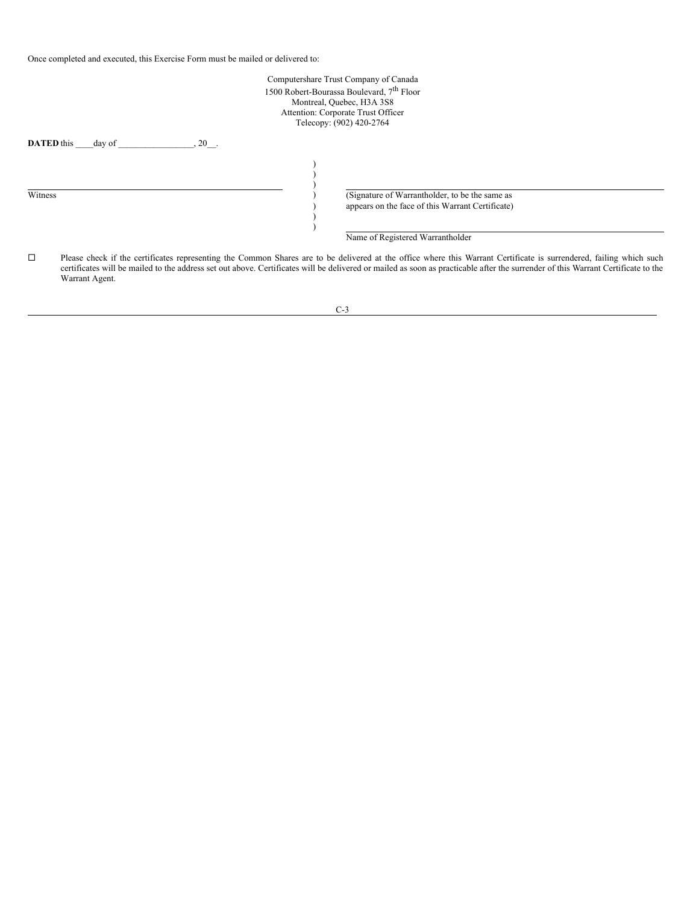Once completed and executed, this Exercise Form must be mailed or delivered to:

Computershare Trust Company of Canada
1500 Robert-Bourassa Boulevard, 7th Floor
Montreal, Quebec, H3A 3S8
Attention: Corporate Trust Officer
Telecopy: (902) 420-2764

**DATED** this ____day of _________________, 20__.

| | | |
|---|---|---|
| ______________________________ | ) | ______________________________ |
| Witness | ) | (Signature of Warrantholder, to be the same as appears on the face of this Warrant Certificate) |
| | ) | ______________________________ |
| | | Name of Registered Warrantholder |

☐ Please check if the certificates representing the Common Shares are to be delivered at the office where this Warrant Certificate is surrendered, failing which such certificates will be mailed to the address set out above. Certificates will be delivered or mailed as soon as practicable after the surrender of this Warrant Certificate to the Warrant Agent.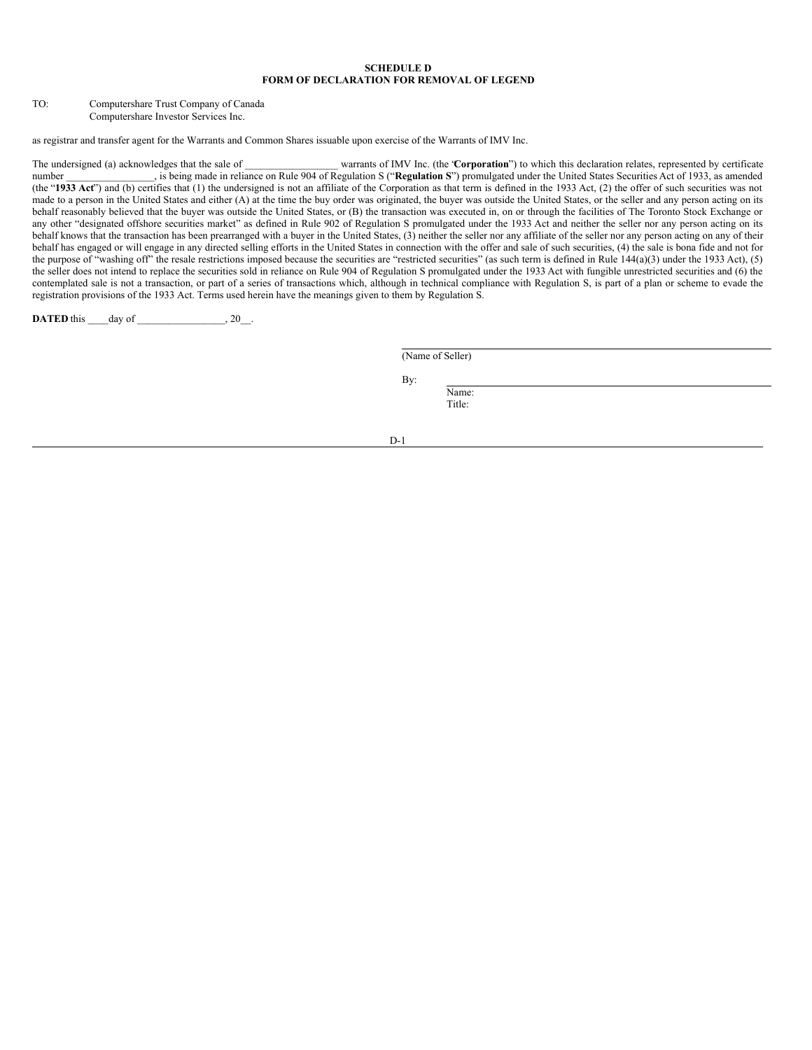**SCHEDULE D**
**FORM OF DECLARATION FOR REMOVAL OF LEGEND**

TO: Computershare Trust Company of Canada
Computershare Investor Services Inc.

as registrar and transfer agent for the Warrants and Common Shares issuable upon exercise of the Warrants of IMV Inc.

The undersigned (a) acknowledges that the sale of __________________ warrants of IMV Inc. (the "**Corporation**") to which this declaration relates, represented by certificate number _________________, is being made in reliance on Rule 904 of Regulation S ("**Regulation S**") promulgated under the United States Securities Act of 1933, as amended (the "**1933 Act**") and (b) certifies that (1) the undersigned is not an affiliate of the Corporation as that term is defined in the 1933 Act, (2) the offer of such securities was not made to a person in the United States and either (A) at the time the buy order was originated, the buyer was outside the United States, or the seller and any person acting on its behalf reasonably believed that the buyer was outside the United States, or (B) the transaction was executed in, on or through the facilities of The Toronto Stock Exchange or any other "designated offshore securities market" as defined in Rule 902 of Regulation S promulgated under the 1933 Act and neither the seller nor any person acting on its behalf knows that the transaction has been prearranged with a buyer in the United States, (3) neither the seller nor any affiliate of the seller nor any person acting on any of their behalf has engaged or will engage in any directed selling efforts in the United States in connection with the offer and sale of such securities, (4) the sale is bona fide and not for the purpose of "washing off" the resale restrictions imposed because the securities are "restricted securities" (as such term is defined in Rule 144(a)(3) under the 1933 Act), (5) the seller does not intend to replace the securities sold in reliance on Rule 904 of Regulation S promulgated under the 1933 Act with fungible unrestricted securities and (6) the contemplated sale is not a transaction, or part of a series of transactions which, although in technical compliance with Regulation S, is part of a plan or scheme to evade the registration provisions of the 1933 Act. Terms used herein have the meanings given to them by Regulation S.

**DATED** this ____day of _________________, 20__.

_______________________________________
(Name of Seller)

By: _______________________________________
Name:
Title: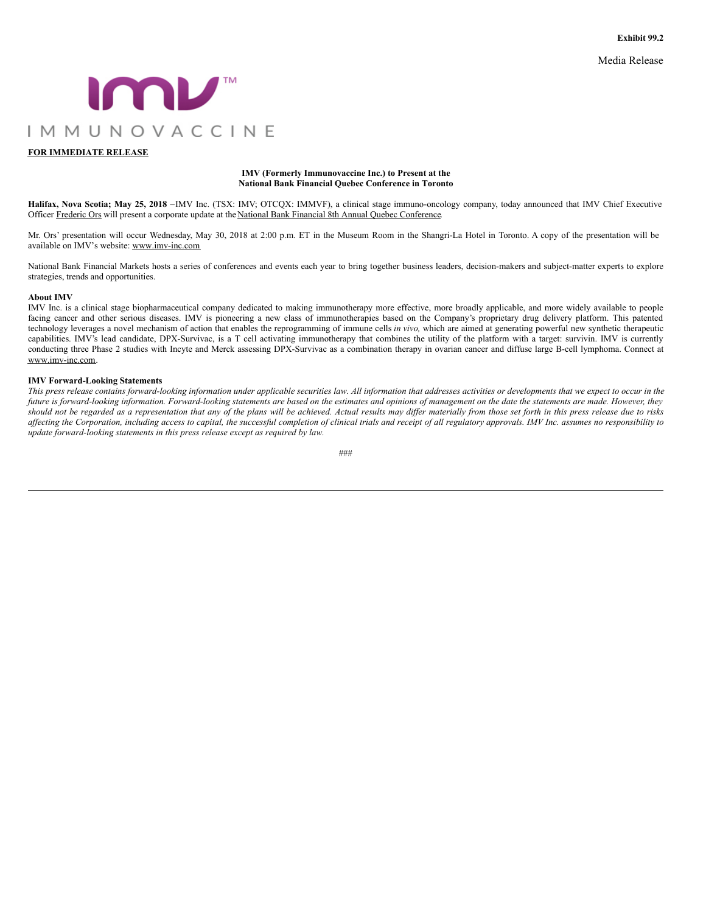**Exhibit 99.2**

Media Release

IMMUNOVACCINE

**FOR IMMEDIATE RELEASE**

**IMV (Formerly Immunovaccine Inc.) to Present at the National Bank Financial Quebec Conference in Toronto**

**Halifax, Nova Scotia; May 25, 2018 –**IMV Inc. (TSX: IMV; OTCQX: IMMVF), a clinical stage immuno-oncology company, today announced that IMV Chief Executive Officer Frederic Ors will present a corporate update at the National Bank Financial 8th Annual Quebec Conference.

Mr. Ors' presentation will occur Wednesday, May 30, 2018 at 2:00 p.m. ET in the Museum Room in the Shangri-La Hotel in Toronto. A copy of the presentation will be available on IMV's website: www.imv-inc.com

National Bank Financial Markets hosts a series of conferences and events each year to bring together business leaders, decision-makers and subject-matter experts to explore strategies, trends and opportunities.

**About IMV**

IMV Inc. is a clinical stage biopharmaceutical company dedicated to making immunotherapy more effective, more broadly applicable, and more widely available to people facing cancer and other serious diseases. IMV is pioneering a new class of immunotherapies based on the Company's proprietary drug delivery platform. This patented technology leverages a novel mechanism of action that enables the reprogramming of immune cells *in vivo,* which are aimed at generating powerful new synthetic therapeutic capabilities. IMV's lead candidate, DPX-Survivac, is a T cell activating immunotherapy that combines the utility of the platform with a target: survivin. IMV is currently conducting three Phase 2 studies with Incyte and Merck assessing DPX-Survivac as a combination therapy in ovarian cancer and diffuse large B-cell lymphoma. Connect at www.imv-inc.com.

**IMV Forward-Looking Statements**

*This press release contains forward-looking information under applicable securities law. All information that addresses activities or developments that we expect to occur in the future is forward-looking information. Forward-looking statements are based on the estimates and opinions of management on the date the statements are made. However, they should not be regarded as a representation that any of the plans will be achieved. Actual results may differ materially from those set forth in this press release due to risks affecting the Corporation, including access to capital, the successful completion of clinical trials and receipt of all regulatory approvals. IMV Inc. assumes no responsibility to update forward-looking statements in this press release except as required by law.*

###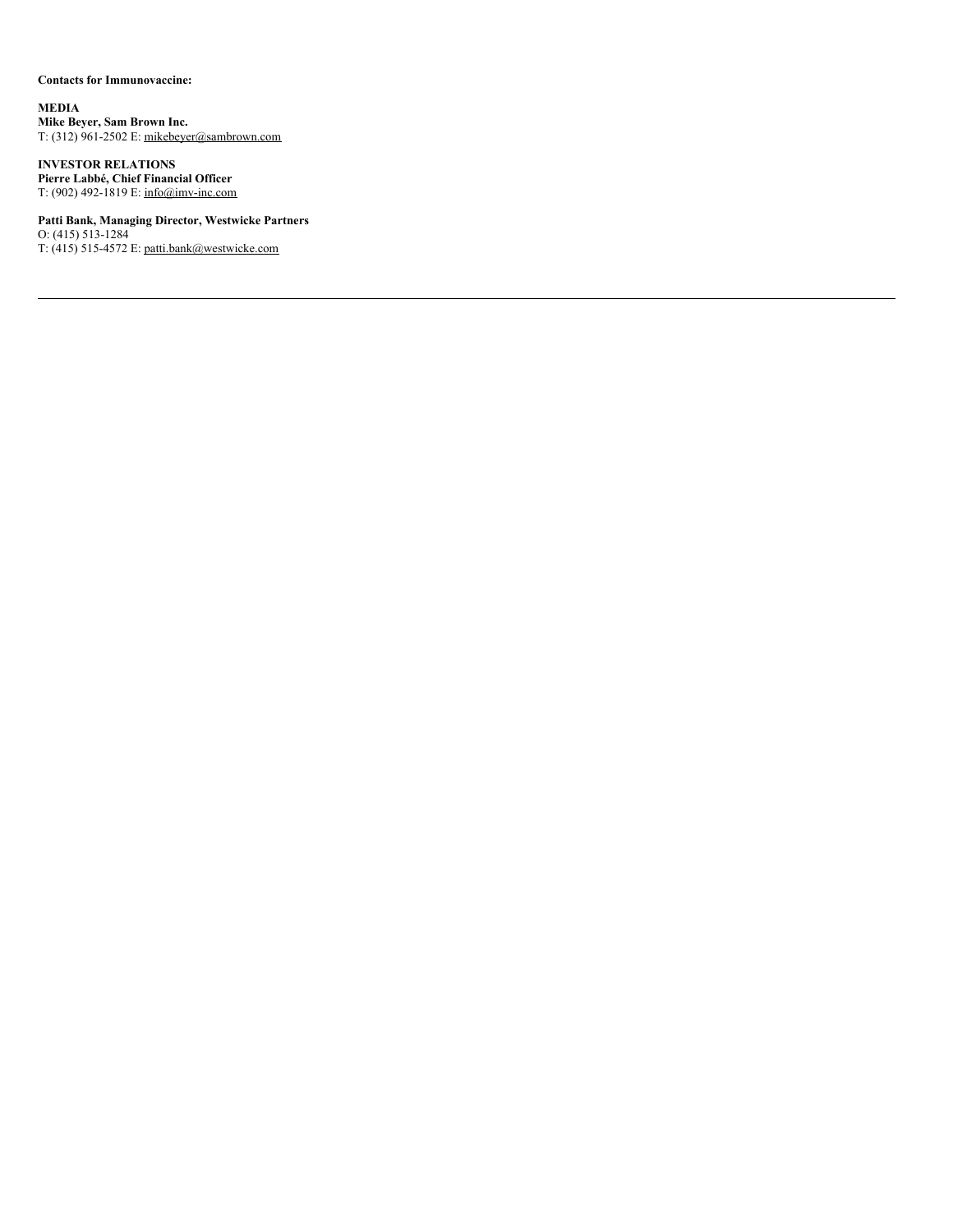**Contacts for Immunovaccine:**

**MEDIA**
**Mike Beyer, Sam Brown Inc.**
T: (312) 961-2502 E: mikebeyer@sambrown.com

**INVESTOR RELATIONS**
**Pierre Labbé, Chief Financial Officer**
T: (902) 492-1819 E: info@imv-inc.com

**Patti Bank, Managing Director, Westwicke Partners**
O: (415) 513-1284
T: (415) 515-4572 E: patti.bank@westwicke.com

---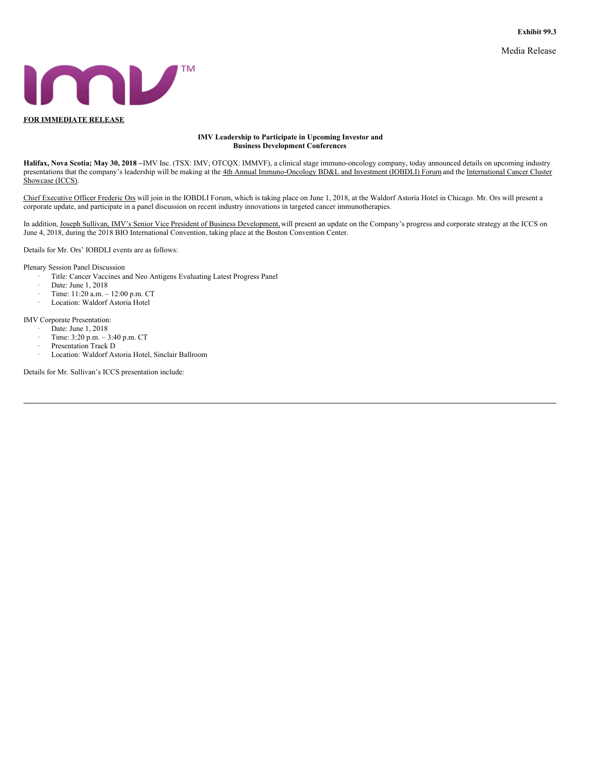Exhibit 99.3

Media Release

**FOR IMMEDIATE RELEASE**

**IMV Leadership to Participate in Upcoming Investor and Business Development Conferences**

**Halifax, Nova Scotia; May 30, 2018 –** IMV Inc. (TSX: IMV; OTCQX: IMMVF), a clinical stage immuno-oncology company, today announced details on upcoming industry presentations that the company's leadership will be making at the 4th Annual Immuno-Oncology BD&L and Investment (IOBDLI) Forum and the International Cancer Cluster Showcase (ICCS).

Chief Executive Officer Frederic Ors will join in the IOBDLI Forum, which is taking place on June 1, 2018, at the Waldorf Astoria Hotel in Chicago. Mr. Ors will present a corporate update, and participate in a panel discussion on recent industry innovations in targeted cancer immunotherapies.

In addition, Joseph Sullivan, IMV's Senior Vice President of Business Development, will present an update on the Company's progress and corporate strategy at the ICCS on June 4, 2018, during the 2018 BIO International Convention, taking place at the Boston Convention Center.

Details for Mr. Ors' IOBDLI events are as follows:

Plenary Session Panel Discussion

- Title: Cancer Vaccines and Neo Antigens Evaluating Latest Progress Panel
- Date: June 1, 2018
- Time: 11:20 a.m. – 12:00 p.m. CT
- Location: Waldorf Astoria Hotel

IMV Corporate Presentation:

- Date: June 1, 2018
- Time: 3:20 p.m. – 3:40 p.m. CT
- Presentation Track D
- Location: Waldorf Astoria Hotel, Sinclair Ballroom

Details for Mr. Sullivan's ICCS presentation include: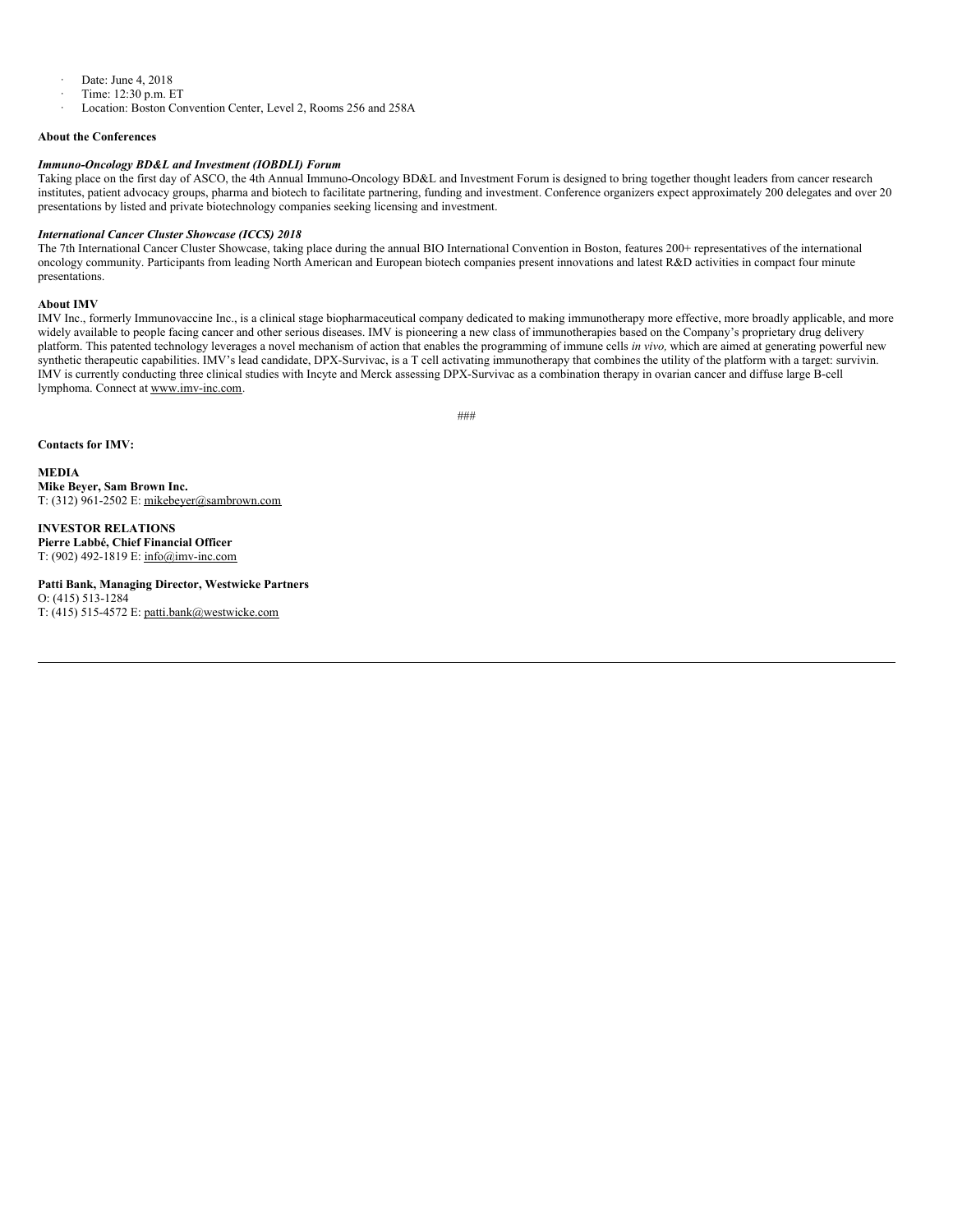- Date: June 4, 2018
- Time: 12:30 p.m. ET
- Location: Boston Convention Center, Level 2, Rooms 256 and 258A

**About the Conferences**

***Immuno-Oncology BD&L and Investment (IOBDLI) Forum***

Taking place on the first day of ASCO, the 4th Annual Immuno-Oncology BD&L and Investment Forum is designed to bring together thought leaders from cancer research institutes, patient advocacy groups, pharma and biotech to facilitate partnering, funding and investment. Conference organizers expect approximately 200 delegates and over 20 presentations by listed and private biotechnology companies seeking licensing and investment.

***International Cancer Cluster Showcase (ICCS) 2018***

The 7th International Cancer Cluster Showcase, taking place during the annual BIO International Convention in Boston, features 200+ representatives of the international oncology community. Participants from leading North American and European biotech companies present innovations and latest R&D activities in compact four minute presentations.

**About IMV**

IMV Inc., formerly Immunovaccine Inc., is a clinical stage biopharmaceutical company dedicated to making immunotherapy more effective, more broadly applicable, and more widely available to people facing cancer and other serious diseases. IMV is pioneering a new class of immunotherapies based on the Company's proprietary drug delivery platform. This patented technology leverages a novel mechanism of action that enables the programming of immune cells *in vivo,* which are aimed at generating powerful new synthetic therapeutic capabilities. IMV's lead candidate, DPX-Survivac, is a T cell activating immunotherapy that combines the utility of the platform with a target: survivin. IMV is currently conducting three clinical studies with Incyte and Merck assessing DPX-Survivac as a combination therapy in ovarian cancer and diffuse large B-cell lymphoma. Connect at www.imv-inc.com.

###

**Contacts for IMV:**

**MEDIA**
**Mike Beyer, Sam Brown Inc.**
T: (312) 961-2502 E: mikebeyer@sambrown.com

**INVESTOR RELATIONS**
**Pierre Labbé, Chief Financial Officer**
T: (902) 492-1819 E: info@imv-inc.com

**Patti Bank, Managing Director, Westwicke Partners**
O: (415) 513-1284
T: (415) 515-4572 E: patti.bank@westwicke.com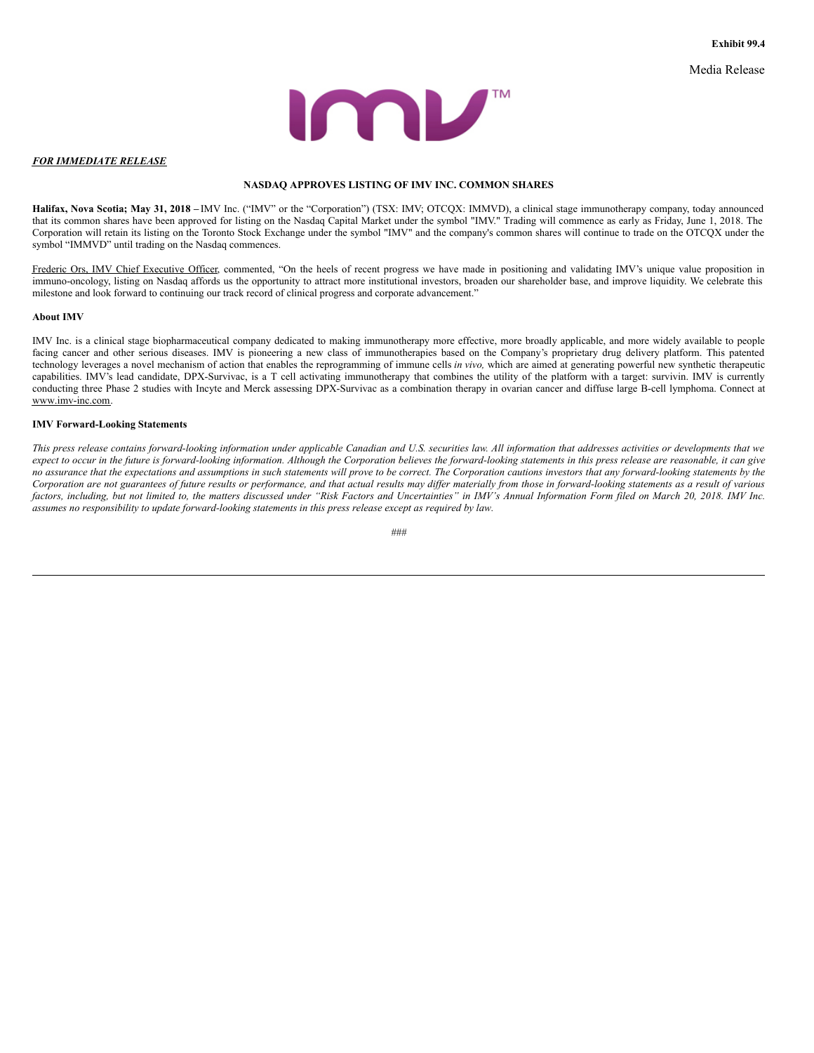**Exhibit 99.4**

Media Release

***FOR IMMEDIATE RELEASE***

**NASDAQ APPROVES LISTING OF IMV INC. COMMON SHARES**

**Halifax, Nova Scotia; May 31, 2018 –** IMV Inc. ("IMV" or the "Corporation") (TSX: IMV; OTCQX: IMMVD), a clinical stage immunotherapy company, today announced that its common shares have been approved for listing on the Nasdaq Capital Market under the symbol "IMV." Trading will commence as early as Friday, June 1, 2018. The Corporation will retain its listing on the Toronto Stock Exchange under the symbol "IMV" and the company's common shares will continue to trade on the OTCQX under the symbol "IMMVD" until trading on the Nasdaq commences.

Frederic Ors, IMV Chief Executive Officer, commented, "On the heels of recent progress we have made in positioning and validating IMV's unique value proposition in immuno-oncology, listing on Nasdaq affords us the opportunity to attract more institutional investors, broaden our shareholder base, and improve liquidity. We celebrate this milestone and look forward to continuing our track record of clinical progress and corporate advancement."

**About IMV**

IMV Inc. is a clinical stage biopharmaceutical company dedicated to making immunotherapy more effective, more broadly applicable, and more widely available to people facing cancer and other serious diseases. IMV is pioneering a new class of immunotherapies based on the Company's proprietary drug delivery platform. This patented technology leverages a novel mechanism of action that enables the reprogramming of immune cells *in vivo,* which are aimed at generating powerful new synthetic therapeutic capabilities. IMV's lead candidate, DPX-Survivac, is a T cell activating immunotherapy that combines the utility of the platform with a target: survivin. IMV is currently conducting three Phase 2 studies with Incyte and Merck assessing DPX-Survivac as a combination therapy in ovarian cancer and diffuse large B-cell lymphoma. Connect at www.imv-inc.com.

**IMV Forward-Looking Statements**

*This press release contains forward-looking information under applicable Canadian and U.S. securities law. All information that addresses activities or developments that we expect to occur in the future is forward-looking information. Although the Corporation believes the forward-looking statements in this press release are reasonable, it can give no assurance that the expectations and assumptions in such statements will prove to be correct. The Corporation cautions investors that any forward-looking statements by the Corporation are not guarantees of future results or performance, and that actual results may differ materially from those in forward-looking statements as a result of various factors, including, but not limited to, the matters discussed under "Risk Factors and Uncertainties" in IMV's Annual Information Form filed on March 20, 2018. IMV Inc. assumes no responsibility to update forward-looking statements in this press release except as required by law.*

###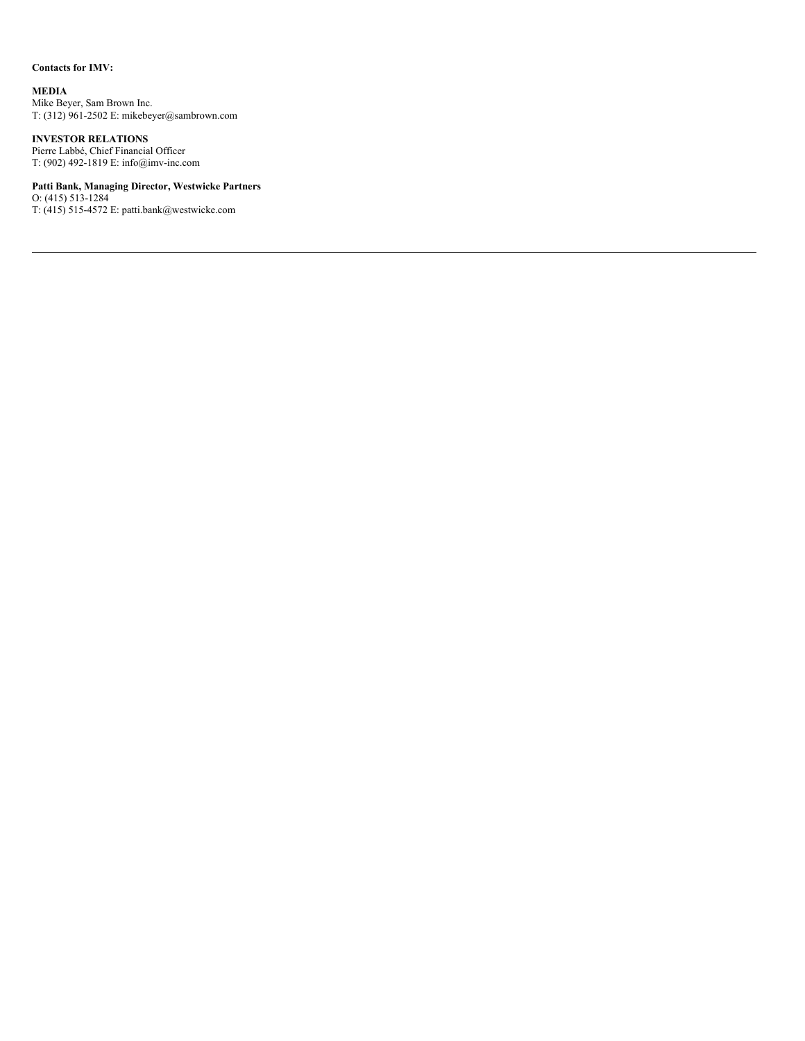**Contacts for IMV:**

**MEDIA**
Mike Beyer, Sam Brown Inc.
T: (312) 961-2502 E: mikebeyer@sambrown.com

**INVESTOR RELATIONS**
Pierre Labbé, Chief Financial Officer
T: (902) 492-1819 E: info@imv-inc.com

**Patti Bank, Managing Director, Westwicke Partners**
O: (415) 513-1284
T: (415) 515-4572 E: patti.bank@westwicke.com